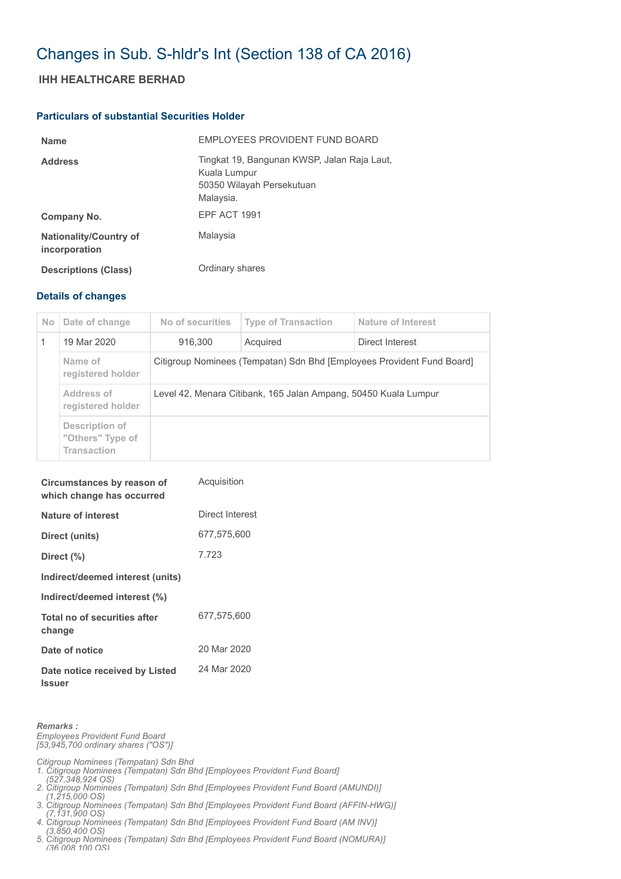# Changes in Sub. S-hldr's Int (Section 138 of CA 2016)

## IHH HEALTHCARE BERHAD

### Particulars of substantial Securities Holder

| | |
|---|---|
| **Name** | EMPLOYEES PROVIDENT FUND BOARD |
| **Address** | Tingkat 19, Bangunan KWSP, Jalan Raja Laut, Kuala Lumpur 50350 Wilayah Persekutuan Malaysia. |
| **Company No.** | EPF ACT 1991 |
| **Nationality/Country of incorporation** | Malaysia |
| **Descriptions (Class)** | Ordinary shares |

### Details of changes

| No | Date of change | No of securities | Type of Transaction | Nature of Interest |
|---|---|---|---|---|
| 1 | 19 Mar 2020 | 916,300 | Acquired | Direct Interest |
| | Name of registered holder | Citigroup Nominees (Tempatan) Sdn Bhd [Employees Provident Fund Board] | | |
| | Address of registered holder | Level 42, Menara Citibank, 165 Jalan Ampang, 50450 Kuala Lumpur | | |
| | Description of "Others" Type of Transaction | | | |

| | |
|---|---|
| **Circumstances by reason of which change has occurred** | Acquisition |
| **Nature of interest** | Direct Interest |
| **Direct (units)** | 677,575,600 |
| **Direct (%)** | 7.723 |
| **Indirect/deemed interest (units)** | |
| **Indirect/deemed interest (%)** | |
| **Total no of securities after change** | 677,575,600 |
| **Date of notice** | 20 Mar 2020 |
| **Date notice received by Listed Issuer** | 24 Mar 2020 |

***Remarks :***

*Employees Provident Fund Board*
*[53,945,700 ordinary shares ("OS")]*

*Citigroup Nominees (Tempatan) Sdn Bhd*
1. *Citigroup Nominees (Tempatan) Sdn Bhd [Employees Provident Fund Board] (527,348,924 OS)*
2. *Citigroup Nominees (Tempatan) Sdn Bhd [Employees Provident Fund Board (AMUNDI)] (1,215,000 OS)*
3. *Citigroup Nominees (Tempatan) Sdn Bhd [Employees Provident Fund Board (AFFIN-HWG)] (7,131,900 OS)*
4. *Citigroup Nominees (Tempatan) Sdn Bhd [Employees Provident Fund Board (AM INV)] (3,850,400 OS)*
5. *Citigroup Nominees (Tempatan) Sdn Bhd [Employees Provident Fund Board (NOMURA)] (36,008,100 OS)*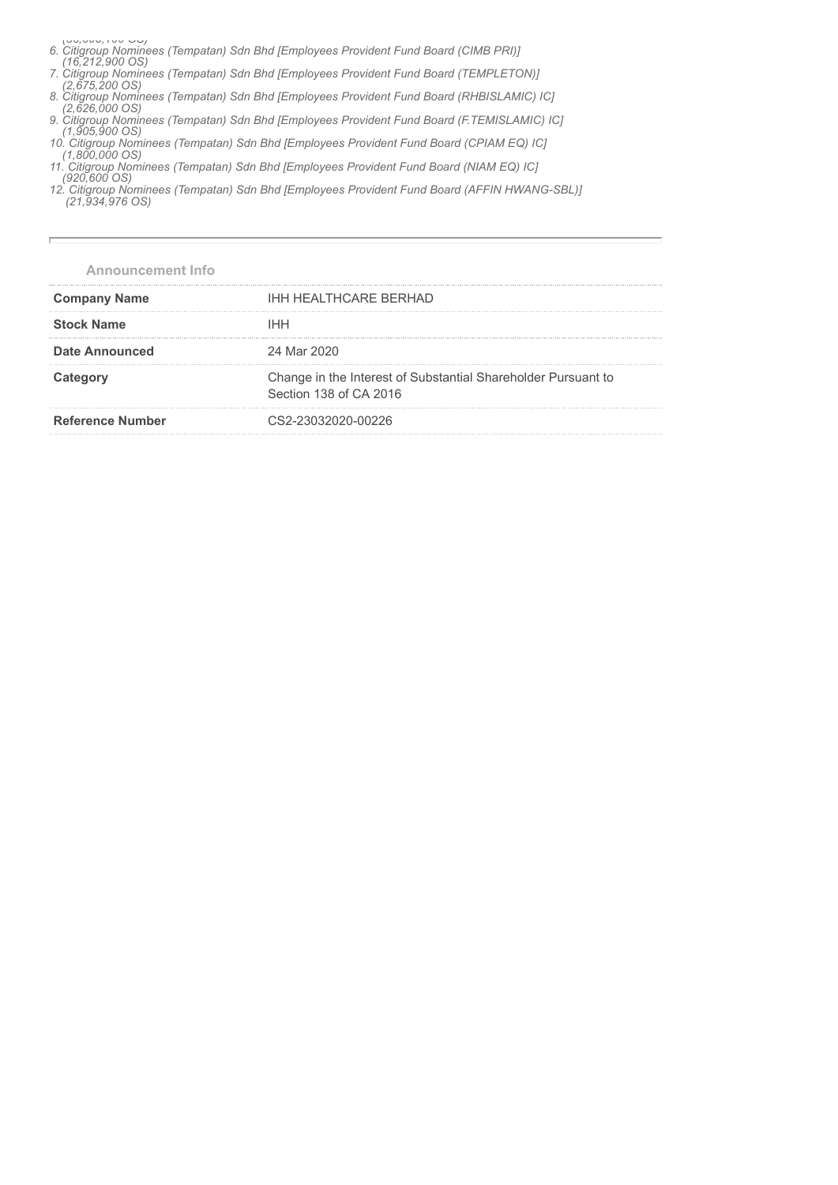*(53,008,700 OS)*
*6. Citigroup Nominees (Tempatan) Sdn Bhd [Employees Provident Fund Board (CIMB PRI)]*
*(16,212,900 OS)*
*7. Citigroup Nominees (Tempatan) Sdn Bhd [Employees Provident Fund Board (TEMPLETON)]*
*(2,675,200 OS)*
*8. Citigroup Nominees (Tempatan) Sdn Bhd [Employees Provident Fund Board (RHBISLAMIC) IC]*
*(2,626,000 OS)*
*9. Citigroup Nominees (Tempatan) Sdn Bhd [Employees Provident Fund Board (F.TEMISLAMIC) IC]*
*(1,905,900 OS)*
*10. Citigroup Nominees (Tempatan) Sdn Bhd [Employees Provident Fund Board (CPIAM EQ) IC]*
*(1,800,000 OS)*
*11. Citigroup Nominees (Tempatan) Sdn Bhd [Employees Provident Fund Board (NIAM EQ) IC]*
*(920,600 OS)*
*12. Citigroup Nominees (Tempatan) Sdn Bhd [Employees Provident Fund Board (AFFIN HWANG-SBL)]*
*(21,934,976 OS)*

**Announcement Info**

| | |
|---|---|
| **Company Name** | IHH HEALTHCARE BERHAD |
| **Stock Name** | IHH |
| **Date Announced** | 24 Mar 2020 |
| **Category** | Change in the Interest of Substantial Shareholder Pursuant to Section 138 of CA 2016 |
| **Reference Number** | CS2-23032020-00226 |